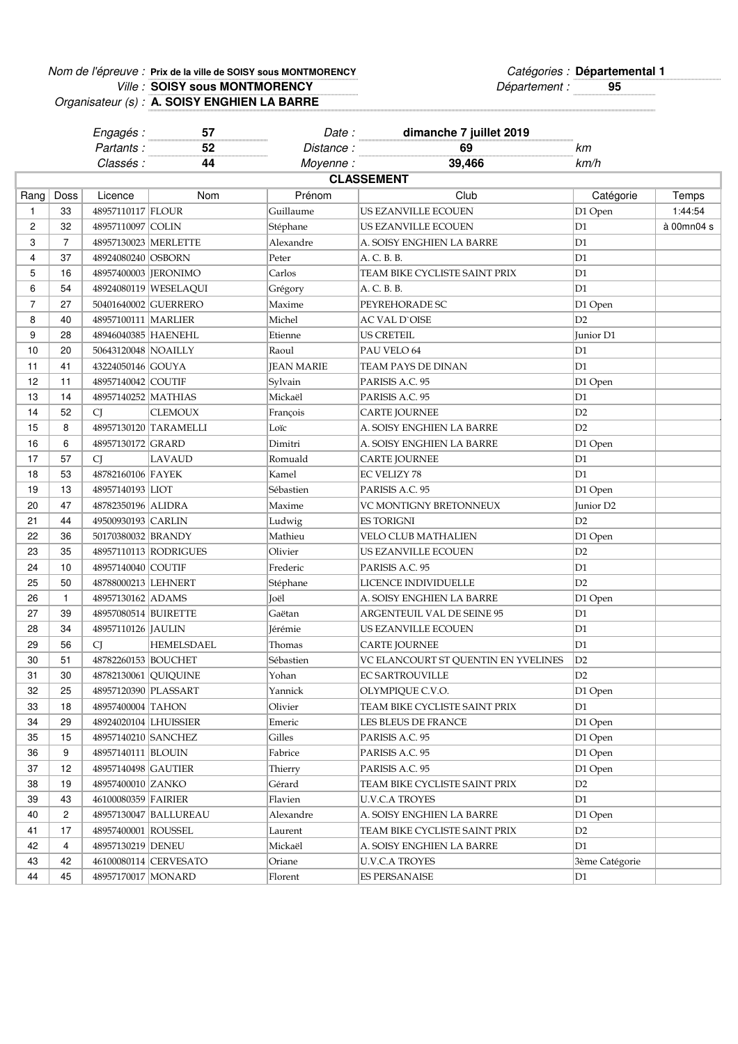*Nom de l'épreuve :* **Prix de la ville de SOISY sous MONTMORENCY**
*Ville :* **SOISY sous MONTMORENCY**
*Organisateur (s) :* **A. SOISY ENGHIEN LA BARRE**

*Catégories :* **Départemental 1**
*Département :* **95**

*Engagés :* **57**
*Partants :* **52**
*Classés :* **44**

*Date :* **dimanche 7 juillet 2019**
*Distance :* **69** *km*
*Moyenne :* **39,466** *km/h*

## CLASSEMENT

| Rang | Doss | Licence | Nom | Prénom | Club | Catégorie | Temps |
|---|---|---|---|---|---|---|---|
| 1 | 33 | 48957110117 | FLOUR | Guillaume | US EZANVILLE ECOUEN | D1 Open | 1:44:54 |
| 2 | 32 | 48957110097 | COLIN | Stéphane | US EZANVILLE ECOUEN | D1 | à 00mn04 s |
| 3 | 7 | 48957130023 | MERLETTE | Alexandre | A. SOISY ENGHIEN LA BARRE | D1 | |
| 4 | 37 | 48924080240 | OSBORN | Peter | A. C. B. B. | D1 | |
| 5 | 16 | 48957400003 | JERONIMO | Carlos | TEAM BIKE CYCLISTE SAINT PRIX | D1 | |
| 6 | 54 | 48924080119 | WESELAQUI | Grégory | A. C. B. B. | D1 | |
| 7 | 27 | 50401640002 | GUERRERO | Maxime | PEYREHORADE SC | D1 Open | |
| 8 | 40 | 48957100111 | MARLIER | Michel | AC VAL D`OISE | D2 | |
| 9 | 28 | 48946040385 | HAENEHL | Etienne | US CRETEIL | Junior D1 | |
| 10 | 20 | 50643120048 | NOAILLY | Raoul | PAU VELO 64 | D1 | |
| 11 | 41 | 43224050146 | GOUYA | JEAN MARIE | TEAM PAYS DE DINAN | D1 | |
| 12 | 11 | 48957140042 | COUTIF | Sylvain | PARISIS A.C. 95 | D1 Open | |
| 13 | 14 | 48957140252 | MATHIAS | Mickaël | PARISIS A.C. 95 | D1 | |
| 14 | 52 | CJ | CLEMOUX | François | CARTE JOURNEE | D2 | |
| 15 | 8 | 48957130120 | TARAMELLI | Loïc | A. SOISY ENGHIEN LA BARRE | D2 | |
| 16 | 6 | 48957130172 | GRARD | Dimitri | A. SOISY ENGHIEN LA BARRE | D1 Open | |
| 17 | 57 | CJ | LAVAUD | Romuald | CARTE JOURNEE | D1 | |
| 18 | 53 | 48782160106 | FAYEK | Kamel | EC VELIZY 78 | D1 | |
| 19 | 13 | 48957140193 | LIOT | Sébastien | PARISIS A.C. 95 | D1 Open | |
| 20 | 47 | 48782350196 | ALIDRA | Maxime | VC MONTIGNY BRETONNEUX | Junior D2 | |
| 21 | 44 | 49500930193 | CARLIN | Ludwig | ES TORIGNI | D2 | |
| 22 | 36 | 50170380032 | BRANDY | Mathieu | VELO CLUB MATHALIEN | D1 Open | |
| 23 | 35 | 48957110113 | RODRIGUES | Olivier | US EZANVILLE ECOUEN | D2 | |
| 24 | 10 | 48957140040 | COUTIF | Frederic | PARISIS A.C. 95 | D1 | |
| 25 | 50 | 48788000213 | LEHNERT | Stéphane | LICENCE INDIVIDUELLE | D2 | |
| 26 | 1 | 48957130162 | ADAMS | Joël | A. SOISY ENGHIEN LA BARRE | D1 Open | |
| 27 | 39 | 48957080514 | BUIRETTE | Gaëtan | ARGENTEUIL VAL DE SEINE 95 | D1 | |
| 28 | 34 | 48957110126 | JAULIN | Jérémie | US EZANVILLE ECOUEN | D1 | |
| 29 | 56 | CJ | HEMELSDAEL | Thomas | CARTE JOURNEE | D1 | |
| 30 | 51 | 48782260153 | BOUCHET | Sébastien | VC ELANCOURT ST QUENTIN EN YVELINES | D2 | |
| 31 | 30 | 48782130061 | QUIQUINE | Yohan | EC SARTROUVILLE | D2 | |
| 32 | 25 | 48957120390 | PLASSART | Yannick | OLYMPIQUE C.V.O. | D1 Open | |
| 33 | 18 | 48957400004 | TAHON | Olivier | TEAM BIKE CYCLISTE SAINT PRIX | D1 | |
| 34 | 29 | 48924020104 | LHUISSIER | Emeric | LES BLEUS DE FRANCE | D1 Open | |
| 35 | 15 | 48957140210 | SANCHEZ | Gilles | PARISIS A.C. 95 | D1 Open | |
| 36 | 9 | 48957140111 | BLOUIN | Fabrice | PARISIS A.C. 95 | D1 Open | |
| 37 | 12 | 48957140498 | GAUTIER | Thierry | PARISIS A.C. 95 | D1 Open | |
| 38 | 19 | 48957400010 | ZANKO | Gérard | TEAM BIKE CYCLISTE SAINT PRIX | D2 | |
| 39 | 43 | 46100080359 | FAIRIER | Flavien | U.V.C.A TROYES | D1 | |
| 40 | 2 | 48957130047 | BALLUREAU | Alexandre | A. SOISY ENGHIEN LA BARRE | D1 Open | |
| 41 | 17 | 48957400001 | ROUSSEL | Laurent | TEAM BIKE CYCLISTE SAINT PRIX | D2 | |
| 42 | 4 | 48957130219 | DENEU | Mickaël | A. SOISY ENGHIEN LA BARRE | D1 | |
| 43 | 42 | 46100080114 | CERVESATO | Oriane | U.V.C.A TROYES | 3ème Catégorie | |
| 44 | 45 | 48957170017 | MONARD | Florent | ES PERSANAISE | D1 | |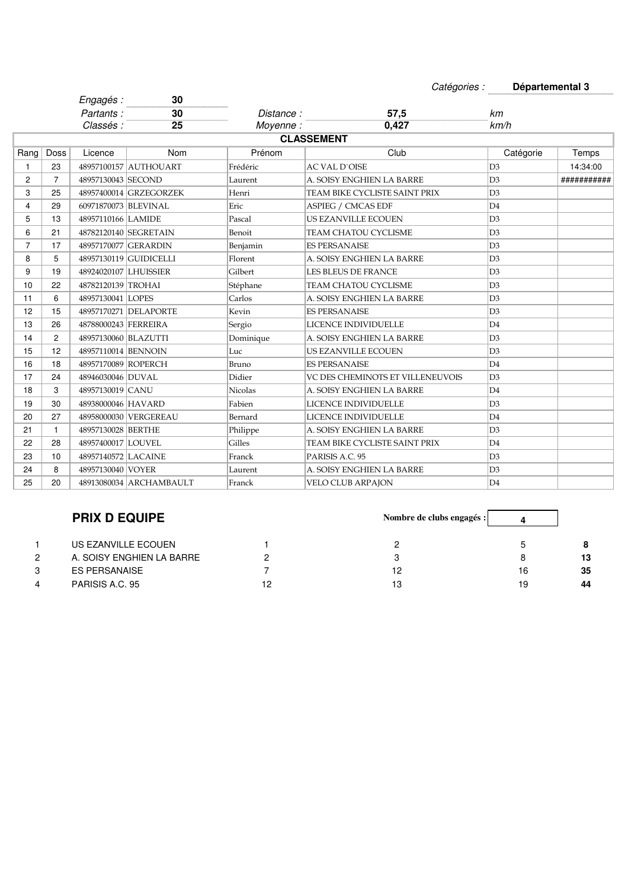Catégories : **Départemental 3**

| | | | | | |
|---|---|---|---|---|---|
| Engagés : | 30 | | | | |
| Partants : | 30 | Distance : | 57,5 | km | |
| Classés : | 25 | Moyenne : | 0,427 | km/h | |

**CLASSEMENT**

| Rang | Doss | Licence | Nom | Prénom | Club | Catégorie | Temps |
|---|---|---|---|---|---|---|---|
| 1 | 23 | 48957100157 | AUTHOUART | Frédéric | AC VAL D`OISE | D3 | 14:34:00 |
| 2 | 7 | 48957130043 | SECOND | Laurent | A. SOISY ENGHIEN LA BARRE | D3 | ########### |
| 3 | 25 | 48957400014 | GRZEGORZEK | Henri | TEAM BIKE CYCLISTE SAINT PRIX | D3 | |
| 4 | 29 | 60971870073 | BLEVINAL | Eric | ASPIEG / CMCAS EDF | D4 | |
| 5 | 13 | 48957110166 | LAMIDE | Pascal | US EZANVILLE ECOUEN | D3 | |
| 6 | 21 | 48782120140 | SEGRETAIN | Benoit | TEAM CHATOU CYCLISME | D3 | |
| 7 | 17 | 48957170077 | GERARDIN | Benjamin | ES PERSANAISE | D3 | |
| 8 | 5 | 48957130119 | GUIDICELLI | Florent | A. SOISY ENGHIEN LA BARRE | D3 | |
| 9 | 19 | 48924020107 | LHUISSIER | Gilbert | LES BLEUS DE FRANCE | D3 | |
| 10 | 22 | 48782120139 | TROHAI | Stéphane | TEAM CHATOU CYCLISME | D3 | |
| 11 | 6 | 48957130041 | LOPES | Carlos | A. SOISY ENGHIEN LA BARRE | D3 | |
| 12 | 15 | 48957170271 | DELAPORTE | Kevin | ES PERSANAISE | D3 | |
| 13 | 26 | 48788000243 | FERREIRA | Sergio | LICENCE INDIVIDUELLE | D4 | |
| 14 | 2 | 48957130060 | BLAZUTTI | Dominique | A. SOISY ENGHIEN LA BARRE | D3 | |
| 15 | 12 | 48957110014 | BENNOIN | Luc | US EZANVILLE ECOUEN | D3 | |
| 16 | 18 | 48957170089 | ROPERCH | Bruno | ES PERSANAISE | D4 | |
| 17 | 24 | 48946030046 | DUVAL | Didier | VC DES CHEMINOTS ET VILLENEUVOIS | D3 | |
| 18 | 3 | 48957130019 | CANU | Nicolas | A. SOISY ENGHIEN LA BARRE | D4 | |
| 19 | 30 | 48938000046 | HAVARD | Fabien | LICENCE INDIVIDUELLE | D3 | |
| 20 | 27 | 48958000030 | VERGEREAU | Bernard | LICENCE INDIVIDUELLE | D4 | |
| 21 | 1 | 48957130028 | BERTHE | Philippe | A. SOISY ENGHIEN LA BARRE | D3 | |
| 22 | 28 | 48957400017 | LOUVEL | Gilles | TEAM BIKE CYCLISTE SAINT PRIX | D4 | |
| 23 | 10 | 48957140572 | LACAINE | Franck | PARISIS A.C. 95 | D3 | |
| 24 | 8 | 48957130040 | VOYER | Laurent | A. SOISY ENGHIEN LA BARRE | D3 | |
| 25 | 20 | 48913080034 | ARCHAMBAULT | Franck | VELO CLUB ARPAJON | D4 | |

## PRIX D EQUIPE

**Nombre de clubs engagés :** 4

| | | | | | |
|---|---|---|---|---|---|
| 1 | US EZANVILLE ECOUEN | 1 | 2 | 5 | **8** |
| 2 | A. SOISY ENGHIEN LA BARRE | 2 | 3 | 8 | **13** |
| 3 | ES PERSANAISE | 7 | 12 | 16 | **35** |
| 4 | PARISIS A.C. 95 | 12 | 13 | 19 | **44** |